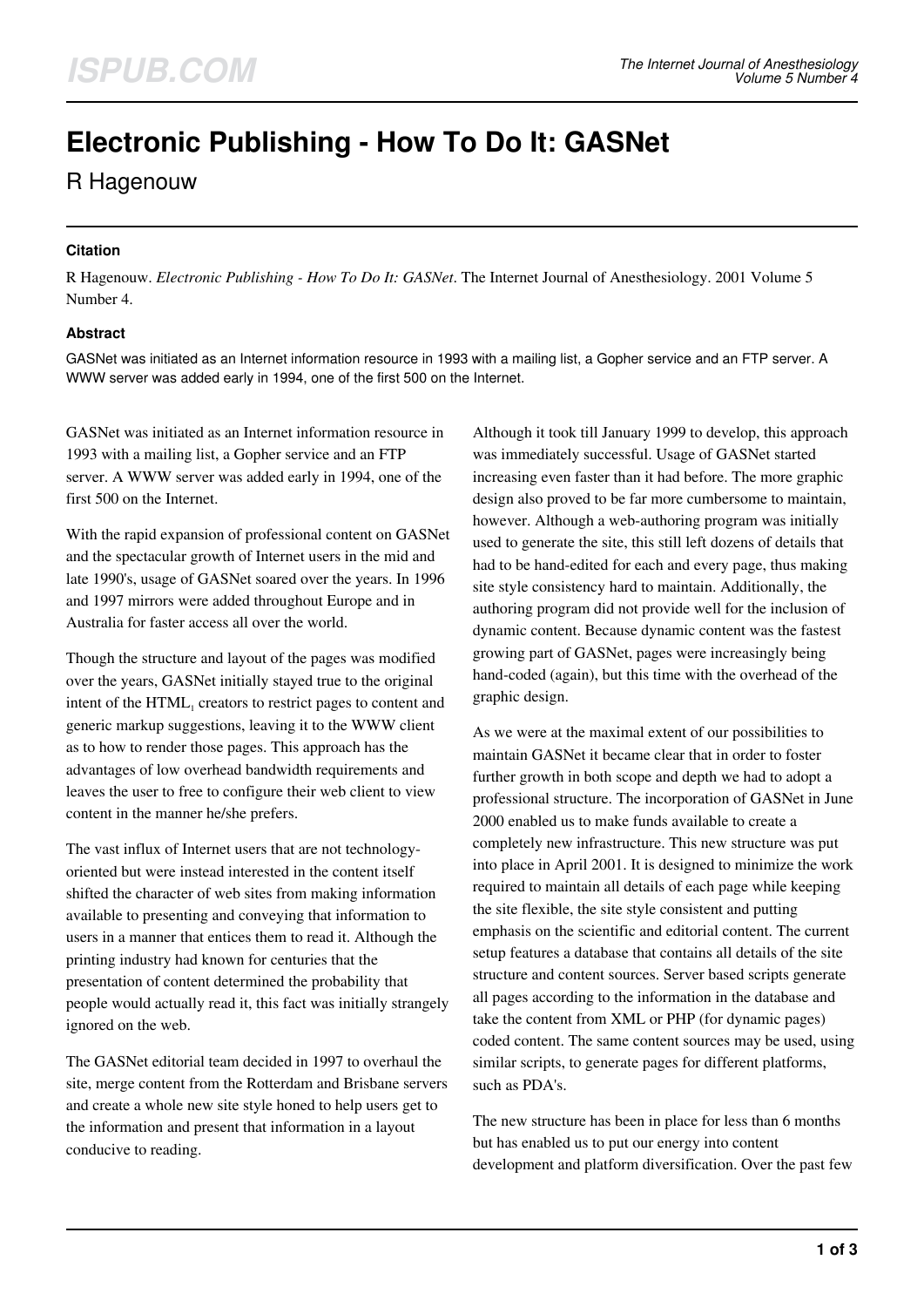# Electronic Publishing - How To Do It: GASNet

R Hagenouw

## Citation

R Hagenouw. *Electronic Publishing - How To Do It: GASNet*. The Internet Journal of Anesthesiology. 2001 Volume 5 Number 4.

## Abstract

GASNet was initiated as an Internet information resource in 1993 with a mailing list, a Gopher service and an FTP server. A WWW server was added early in 1994, one of the first 500 on the Internet.

GASNet was initiated as an Internet information resource in 1993 with a mailing list, a Gopher service and an FTP server. A WWW server was added early in 1994, one of the first 500 on the Internet.

With the rapid expansion of professional content on GASNet and the spectacular growth of Internet users in the mid and late 1990's, usage of GASNet soared over the years. In 1996 and 1997 mirrors were added throughout Europe and in Australia for faster access all over the world.

Though the structure and layout of the pages was modified over the years, GASNet initially stayed true to the original intent of the HTML[1] creators to restrict pages to content and generic markup suggestions, leaving it to the WWW client as to how to render those pages. This approach has the advantages of low overhead bandwidth requirements and leaves the user to free to configure their web client to view content in the manner he/she prefers.

The vast influx of Internet users that are not technology-oriented but were instead interested in the content itself shifted the character of web sites from making information available to presenting and conveying that information to users in a manner that entices them to read it. Although the printing industry had known for centuries that the presentation of content determined the probability that people would actually read it, this fact was initially strangely ignored on the web.

The GASNet editorial team decided in 1997 to overhaul the site, merge content from the Rotterdam and Brisbane servers and create a whole new site style honed to help users get to the information and present that information in a layout conducive to reading.

Although it took till January 1999 to develop, this approach was immediately successful. Usage of GASNet started increasing even faster than it had before. The more graphic design also proved to be far more cumbersome to maintain, however. Although a web-authoring program was initially used to generate the site, this still left dozens of details that had to be hand-edited for each and every page, thus making site style consistency hard to maintain. Additionally, the authoring program did not provide well for the inclusion of dynamic content. Because dynamic content was the fastest growing part of GASNet, pages were increasingly being hand-coded (again), but this time with the overhead of the graphic design.

As we were at the maximal extent of our possibilities to maintain GASNet it became clear that in order to foster further growth in both scope and depth we had to adopt a professional structure. The incorporation of GASNet in June 2000 enabled us to make funds available to create a completely new infrastructure. This new structure was put into place in April 2001. It is designed to minimize the work required to maintain all details of each page while keeping the site flexible, the site style consistent and putting emphasis on the scientific and editorial content. The current setup features a database that contains all details of the site structure and content sources. Server based scripts generate all pages according to the information in the database and take the content from XML or PHP (for dynamic pages) coded content. The same content sources may be used, using similar scripts, to generate pages for different platforms, such as PDA's.

The new structure has been in place for less than 6 months but has enabled us to put our energy into content development and platform diversification. Over the past few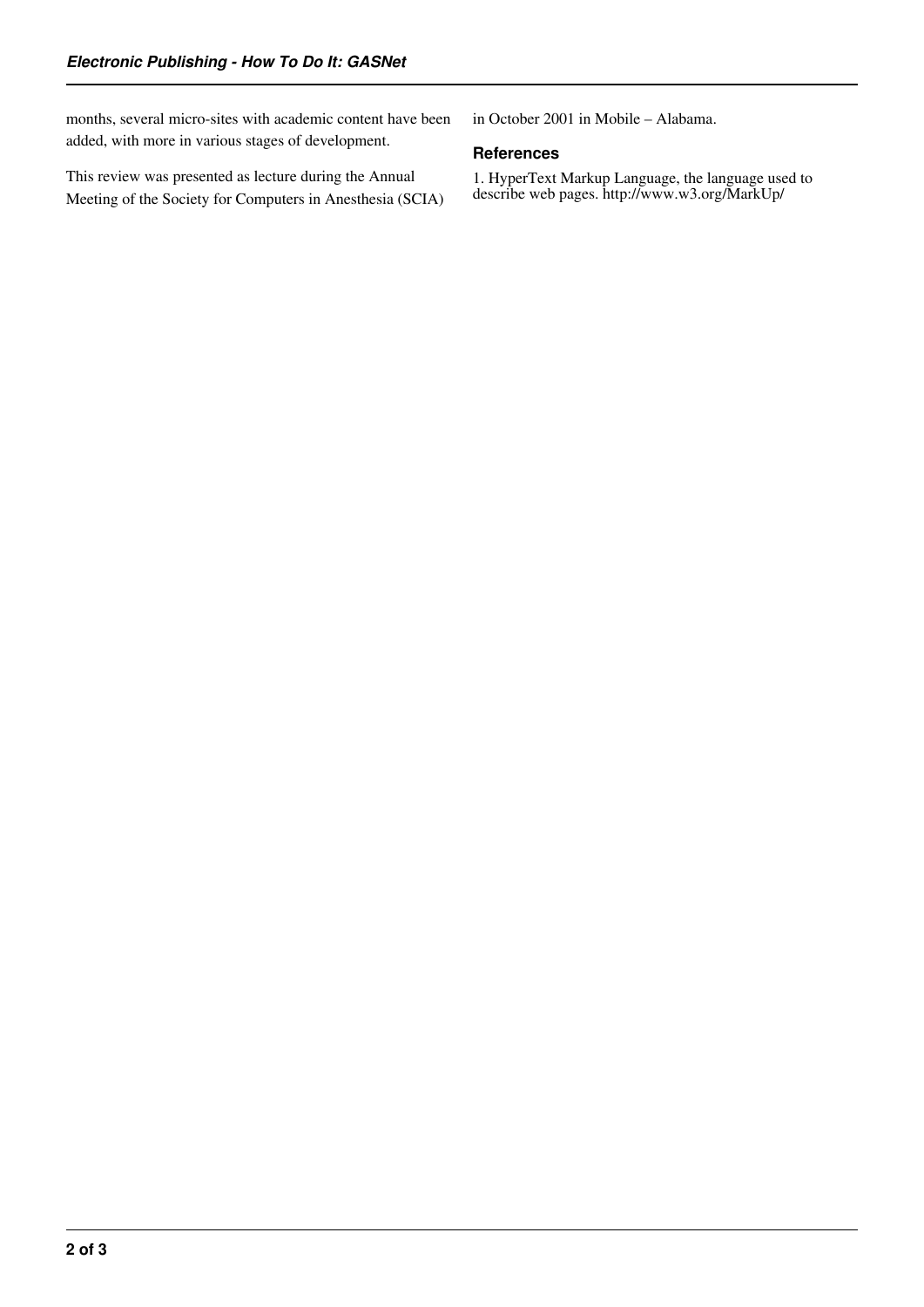months, several micro-sites with academic content have been added, with more in various stages of development.

This review was presented as lecture during the Annual Meeting of the Society for Computers in Anesthesia (SCIA) in October 2001 in Mobile – Alabama.

## References

1. HyperText Markup Language, the language used to describe web pages. http://www.w3.org/MarkUp/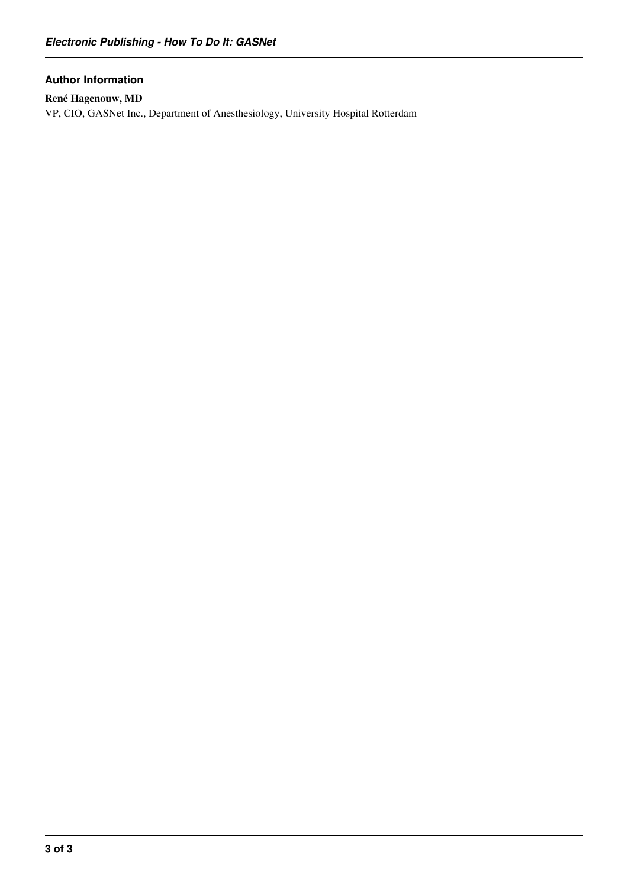## Author Information

**René Hagenouw, MD**

VP, CIO, GASNet Inc., Department of Anesthesiology, University Hospital Rotterdam